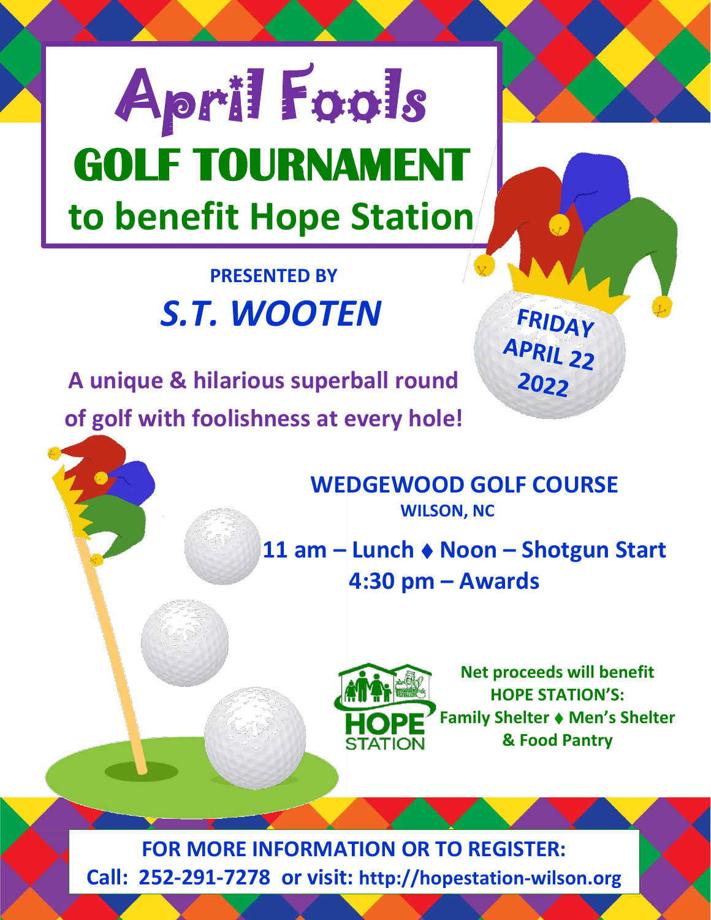# April Fools

# GOLF TOURNAMENT

## to benefit Hope Station

**PRESENTED BY**

***S.T. WOOTEN***

**FRIDAY APRIL 22 2022**

**A unique & hilarious superball round of golf with foolishness at every hole!**

**WEDGEWOOD GOLF COURSE**

**WILSON, NC**

**11 am – Lunch ♦ Noon – Shotgun Start**

**4:30 pm – Awards**

HOPE STATION

**Net proceeds will benefit HOPE STATION'S:**
**Family Shelter ♦ Men's Shelter & Food Pantry**

**FOR MORE INFORMATION OR TO REGISTER:**

**Call: 252-291-7278 or visit: http://hopestation-wilson.org**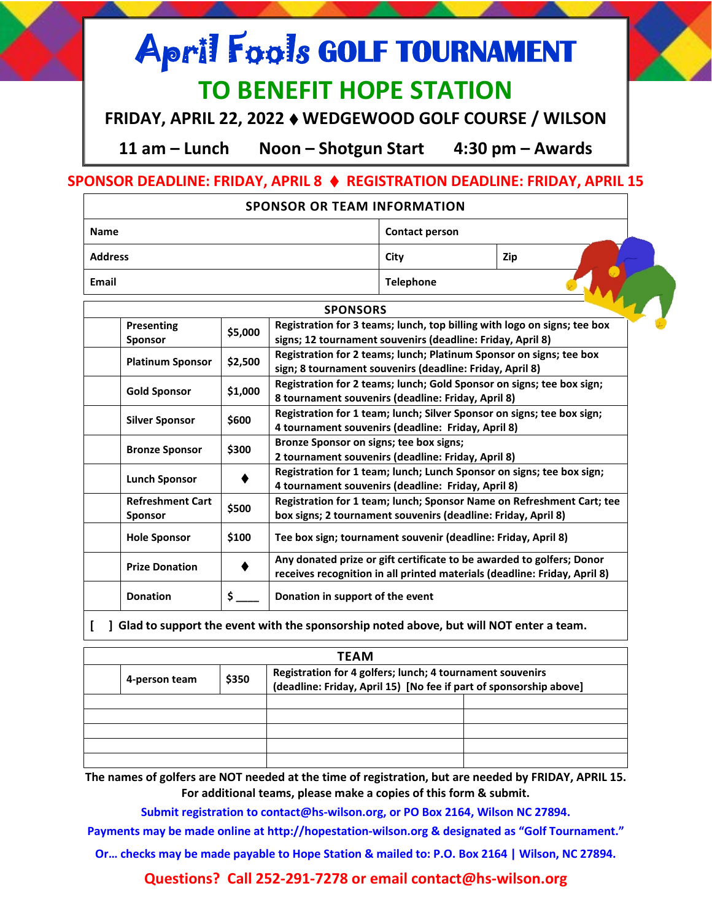# April Fools GOLF TOURNAMENT

## TO BENEFIT HOPE STATION

**FRIDAY, APRIL 22, 2022 ♦ WEDGEWOOD GOLF COURSE / WILSON**

**11 am – Lunch    Noon – Shotgun Start    4:30 pm – Awards**

**SPONSOR DEADLINE: FRIDAY, APRIL 8 ♦ REGISTRATION DEADLINE: FRIDAY, APRIL 15**

| SPONSOR OR TEAM INFORMATION | | |
|---|---|---|
| Name | Contact person | |
| Address | City | Zip |
| Email | Telephone | |

| SPONSORS | | | |
|---|---|---|---|
| | Presenting Sponsor | $5,000 | Registration for 3 teams; lunch, top billing with logo on signs; tee box signs; 12 tournament souvenirs (deadline: Friday, April 8) |
| | Platinum Sponsor | $2,500 | Registration for 2 teams; lunch; Platinum Sponsor on signs; tee box sign; 8 tournament souvenirs (deadline: Friday, April 8) |
| | Gold Sponsor | $1,000 | Registration for 2 teams; lunch; Gold Sponsor on signs; tee box sign; 8 tournament souvenirs (deadline: Friday, April 8) |
| | Silver Sponsor | $600 | Registration for 1 team; lunch; Silver Sponsor on signs; tee box sign; 4 tournament souvenirs (deadline: Friday, April 8) |
| | Bronze Sponsor | $300 | Bronze Sponsor on signs; tee box signs; 2 tournament souvenirs (deadline: Friday, April 8) |
| | Lunch Sponsor | ♦ | Registration for 1 team; lunch; Lunch Sponsor on signs; tee box sign; 4 tournament souvenirs (deadline: Friday, April 8) |
| | Refreshment Cart Sponsor | $500 | Registration for 1 team; lunch; Sponsor Name on Refreshment Cart; tee box signs; 2 tournament souvenirs (deadline: Friday, April 8) |
| | Hole Sponsor | $100 | Tee box sign; tournament souvenir (deadline: Friday, April 8) |
| | Prize Donation | ♦ | Any donated prize or gift certificate to be awarded to golfers; Donor receives recognition in all printed materials (deadline: Friday, April 8) |
| | Donation | $ ____ | Donation in support of the event |

**[ ] Glad to support the event with the sponsorship noted above, but will NOT enter a team.**

| TEAM | | | |
|---|---|---|---|
| | 4-person team | $350 | Registration for 4 golfers; lunch; 4 tournament souvenirs (deadline: Friday, April 15) [No fee if part of sponsorship above] |
| | | | |
| | | | |
| | | | |
| | | | |
| | | | |

**The names of golfers are NOT needed at the time of registration, but are needed by FRIDAY, APRIL 15. For additional teams, please make a copies of this form & submit.**

**Submit registration to contact@hs-wilson.org, or PO Box 2164, Wilson NC 27894.**

**Payments may be made online at http://hopestation-wilson.org & designated as "Golf Tournament."**

**Or… checks may be made payable to Hope Station & mailed to: P.O. Box 2164 | Wilson, NC 27894.**

**Questions? Call 252-291-7278 or email contact@hs-wilson.org**